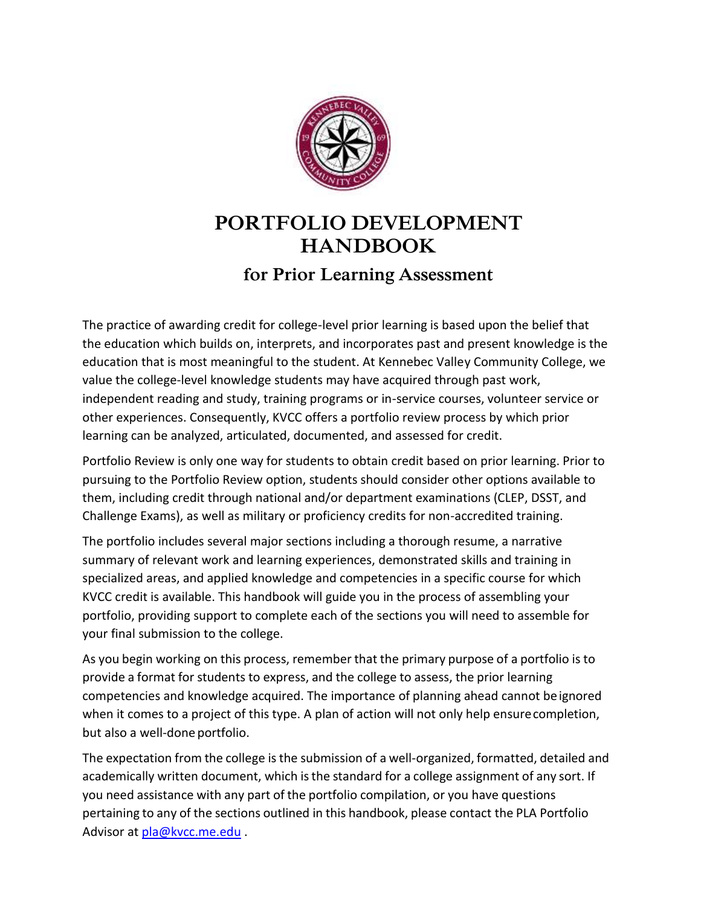# PORTFOLIO DEVELOPMENT HANDBOOK

## for Prior Learning Assessment

The practice of awarding credit for college-level prior learning is based upon the belief that the education which builds on, interprets, and incorporates past and present knowledge is the education that is most meaningful to the student. At Kennebec Valley Community College, we value the college-level knowledge students may have acquired through past work, independent reading and study, training programs or in-service courses, volunteer service or other experiences. Consequently, KVCC offers a portfolio review process by which prior learning can be analyzed, articulated, documented, and assessed for credit.

Portfolio Review is only one way for students to obtain credit based on prior learning. Prior to pursuing to the Portfolio Review option, students should consider other options available to them, including credit through national and/or department examinations (CLEP, DSST, and Challenge Exams), as well as military or proficiency credits for non-accredited training.

The portfolio includes several major sections including a thorough resume, a narrative summary of relevant work and learning experiences, demonstrated skills and training in specialized areas, and applied knowledge and competencies in a specific course for which KVCC credit is available. This handbook will guide you in the process of assembling your portfolio, providing support to complete each of the sections you will need to assemble for your final submission to the college.

As you begin working on this process, remember that the primary purpose of a portfolio is to provide a format for students to express, and the college to assess, the prior learning competencies and knowledge acquired. The importance of planning ahead cannot be ignored when it comes to a project of this type. A plan of action will not only help ensure completion, but also a well-done portfolio.

The expectation from the college is the submission of a well-organized, formatted, detailed and academically written document, which is the standard for a college assignment of any sort. If you need assistance with any part of the portfolio compilation, or you have questions pertaining to any of the sections outlined in this handbook, please contact the PLA Portfolio Advisor at pla@kvcc.me.edu .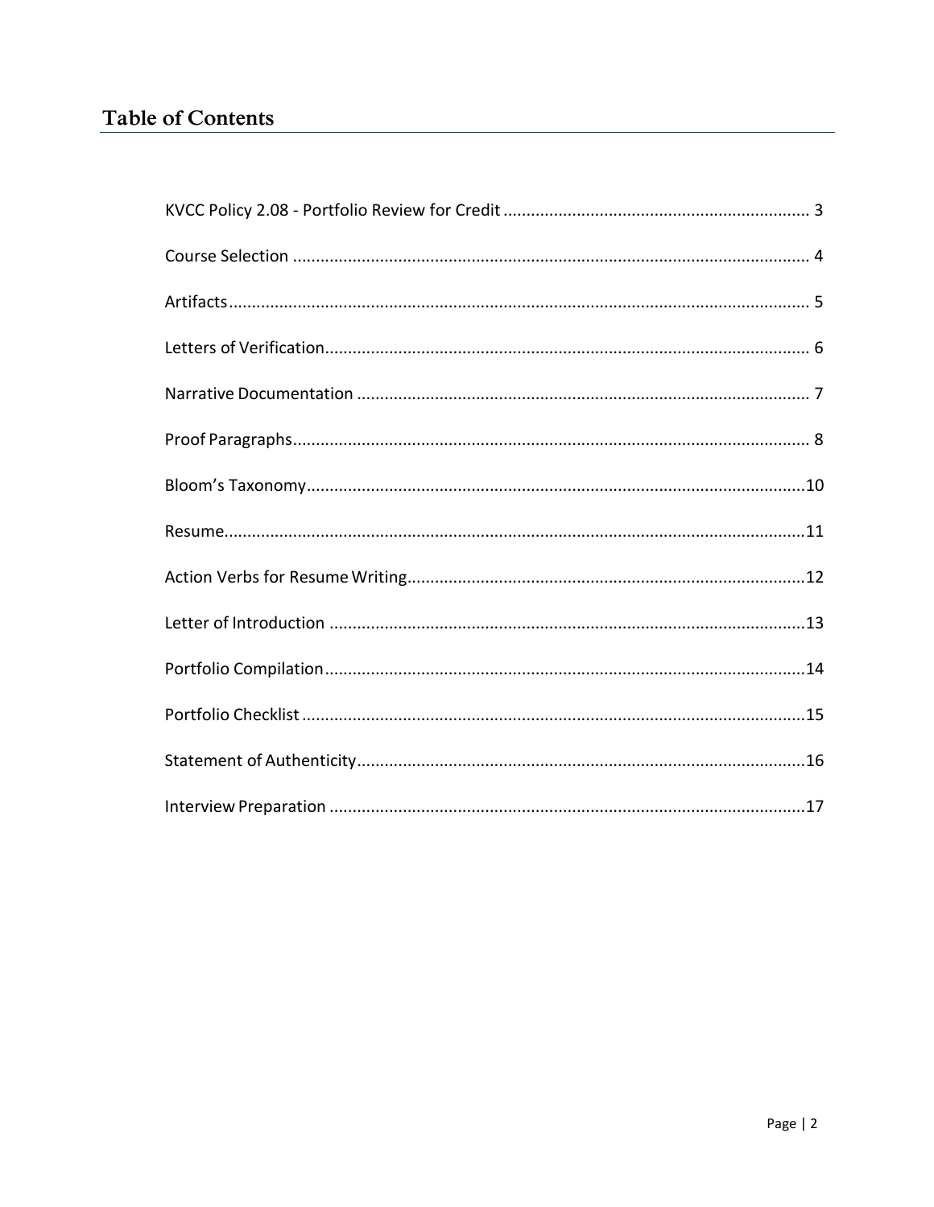## Table of Contents

KVCC Policy 2.08 - Portfolio Review for Credit .................................................................. 3

Course Selection ................................................................................................................ 4

Artifacts ............................................................................................................................. 5

Letters of Verification ......................................................................................................... 6

Narrative Documentation .................................................................................................. 7

Proof Paragraphs ................................................................................................................ 8

Bloom's Taxonomy ............................................................................................................ 10

Resume ............................................................................................................................. 11

Action Verbs for Resume Writing ...................................................................................... 12

Letter of Introduction ....................................................................................................... 13

Portfolio Compilation ........................................................................................................ 14

Portfolio Checklist ............................................................................................................. 15

Statement of Authenticity ................................................................................................. 16

Interview Preparation ....................................................................................................... 17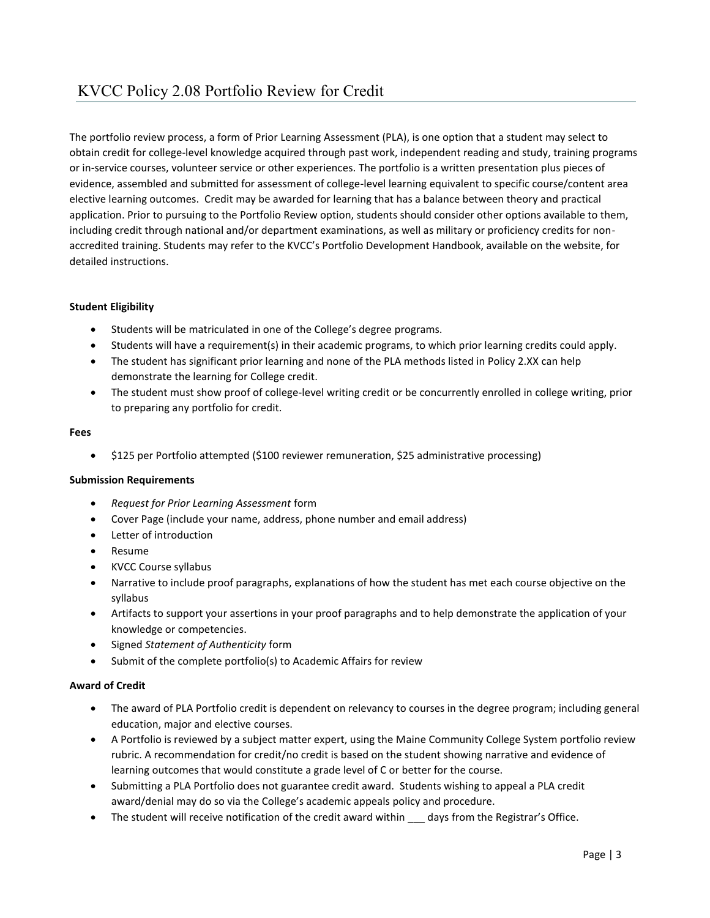# KVCC Policy 2.08 Portfolio Review for Credit

The portfolio review process, a form of Prior Learning Assessment (PLA), is one option that a student may select to obtain credit for college-level knowledge acquired through past work, independent reading and study, training programs or in-service courses, volunteer service or other experiences. The portfolio is a written presentation plus pieces of evidence, assembled and submitted for assessment of college-level learning equivalent to specific course/content area elective learning outcomes. Credit may be awarded for learning that has a balance between theory and practical application. Prior to pursuing to the Portfolio Review option, students should consider other options available to them, including credit through national and/or department examinations, as well as military or proficiency credits for non-accredited training. Students may refer to the KVCC's Portfolio Development Handbook, available on the website, for detailed instructions.

**Student Eligibility**

- Students will be matriculated in one of the College's degree programs.
- Students will have a requirement(s) in their academic programs, to which prior learning credits could apply.
- The student has significant prior learning and none of the PLA methods listed in Policy 2.XX can help demonstrate the learning for College credit.
- The student must show proof of college-level writing credit or be concurrently enrolled in college writing, prior to preparing any portfolio for credit.

**Fees**

- $125 per Portfolio attempted ($100 reviewer remuneration, $25 administrative processing)

**Submission Requirements**

- *Request for Prior Learning Assessment* form
- Cover Page (include your name, address, phone number and email address)
- Letter of introduction
- Resume
- KVCC Course syllabus
- Narrative to include proof paragraphs, explanations of how the student has met each course objective on the syllabus
- Artifacts to support your assertions in your proof paragraphs and to help demonstrate the application of your knowledge or competencies.
- Signed *Statement of Authenticity* form
- Submit of the complete portfolio(s) to Academic Affairs for review

**Award of Credit**

- The award of PLA Portfolio credit is dependent on relevancy to courses in the degree program; including general education, major and elective courses.
- A Portfolio is reviewed by a subject matter expert, using the Maine Community College System portfolio review rubric. A recommendation for credit/no credit is based on the student showing narrative and evidence of learning outcomes that would constitute a grade level of C or better for the course.
- Submitting a PLA Portfolio does not guarantee credit award. Students wishing to appeal a PLA credit award/denial may do so via the College's academic appeals policy and procedure.
- The student will receive notification of the credit award within ___ days from the Registrar's Office.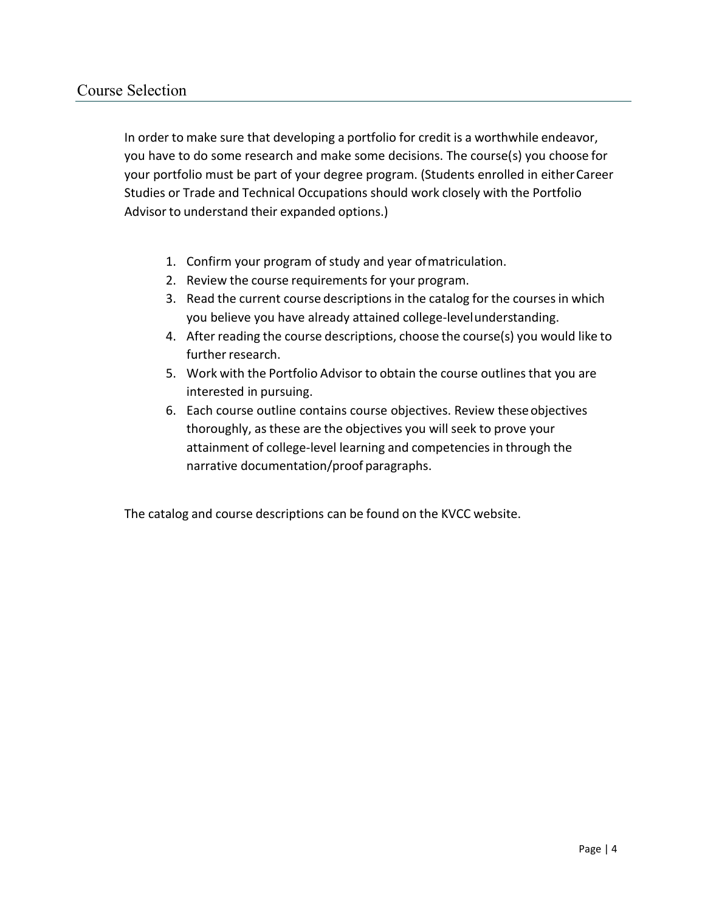## Course Selection

In order to make sure that developing a portfolio for credit is a worthwhile endeavor, you have to do some research and make some decisions. The course(s) you choose for your portfolio must be part of your degree program. (Students enrolled in either Career Studies or Trade and Technical Occupations should work closely with the Portfolio Advisor to understand their expanded options.)

1. Confirm your program of study and year of matriculation.
2. Review the course requirements for your program.
3. Read the current course descriptions in the catalog for the courses in which you believe you have already attained college-level understanding.
4. After reading the course descriptions, choose the course(s) you would like to further research.
5. Work with the Portfolio Advisor to obtain the course outlines that you are interested in pursuing.
6. Each course outline contains course objectives. Review these objectives thoroughly, as these are the objectives you will seek to prove your attainment of college-level learning and competencies in through the narrative documentation/proof paragraphs.

The catalog and course descriptions can be found on the KVCC website.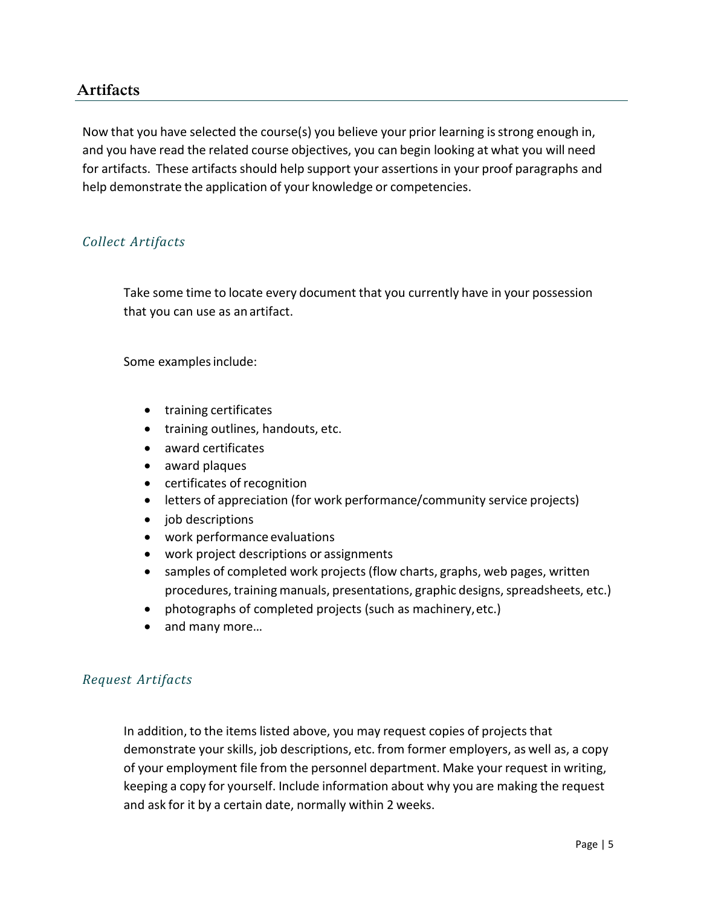## Artifacts

Now that you have selected the course(s) you believe your prior learning is strong enough in, and you have read the related course objectives, you can begin looking at what you will need for artifacts. These artifacts should help support your assertions in your proof paragraphs and help demonstrate the application of your knowledge or competencies.

### *Collect Artifacts*

Take some time to locate every document that you currently have in your possession that you can use as an artifact.

Some examples include:

- training certificates
- training outlines, handouts, etc.
- award certificates
- award plaques
- certificates of recognition
- letters of appreciation (for work performance/community service projects)
- job descriptions
- work performance evaluations
- work project descriptions or assignments
- samples of completed work projects (flow charts, graphs, web pages, written procedures, training manuals, presentations, graphic designs, spreadsheets, etc.)
- photographs of completed projects (such as machinery, etc.)
- and many more…

### *Request Artifacts*

In addition, to the items listed above, you may request copies of projects that demonstrate your skills, job descriptions, etc. from former employers, as well as, a copy of your employment file from the personnel department. Make your request in writing, keeping a copy for yourself. Include information about why you are making the request and ask for it by a certain date, normally within 2 weeks.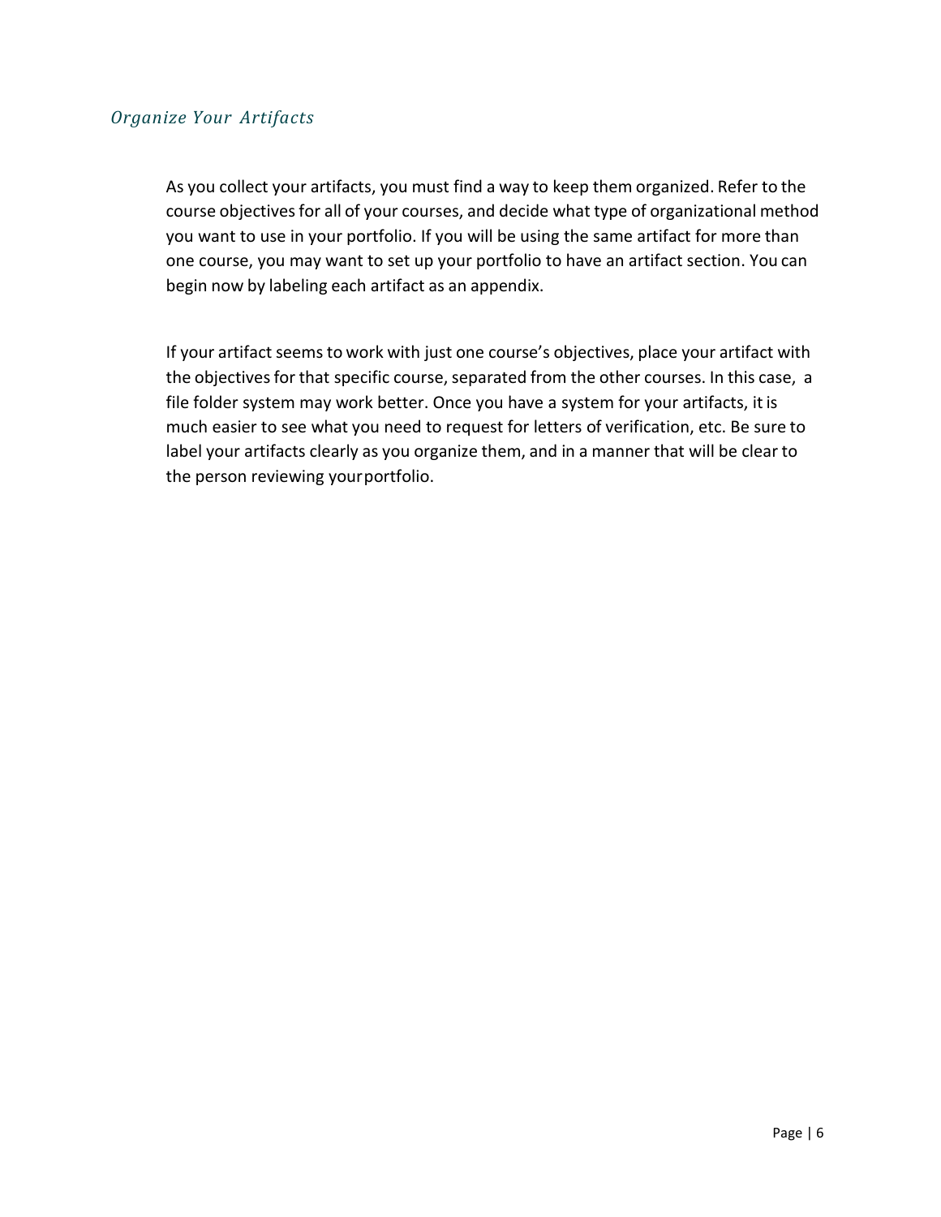### *Organize Your Artifacts*

As you collect your artifacts, you must find a way to keep them organized. Refer to the course objectives for all of your courses, and decide what type of organizational method you want to use in your portfolio. If you will be using the same artifact for more than one course, you may want to set up your portfolio to have an artifact section. You can begin now by labeling each artifact as an appendix.

If your artifact seems to work with just one course's objectives, place your artifact with the objectives for that specific course, separated from the other courses. In this case, a file folder system may work better. Once you have a system for your artifacts, it is much easier to see what you need to request for letters of verification, etc. Be sure to label your artifacts clearly as you organize them, and in a manner that will be clear to the person reviewing your portfolio.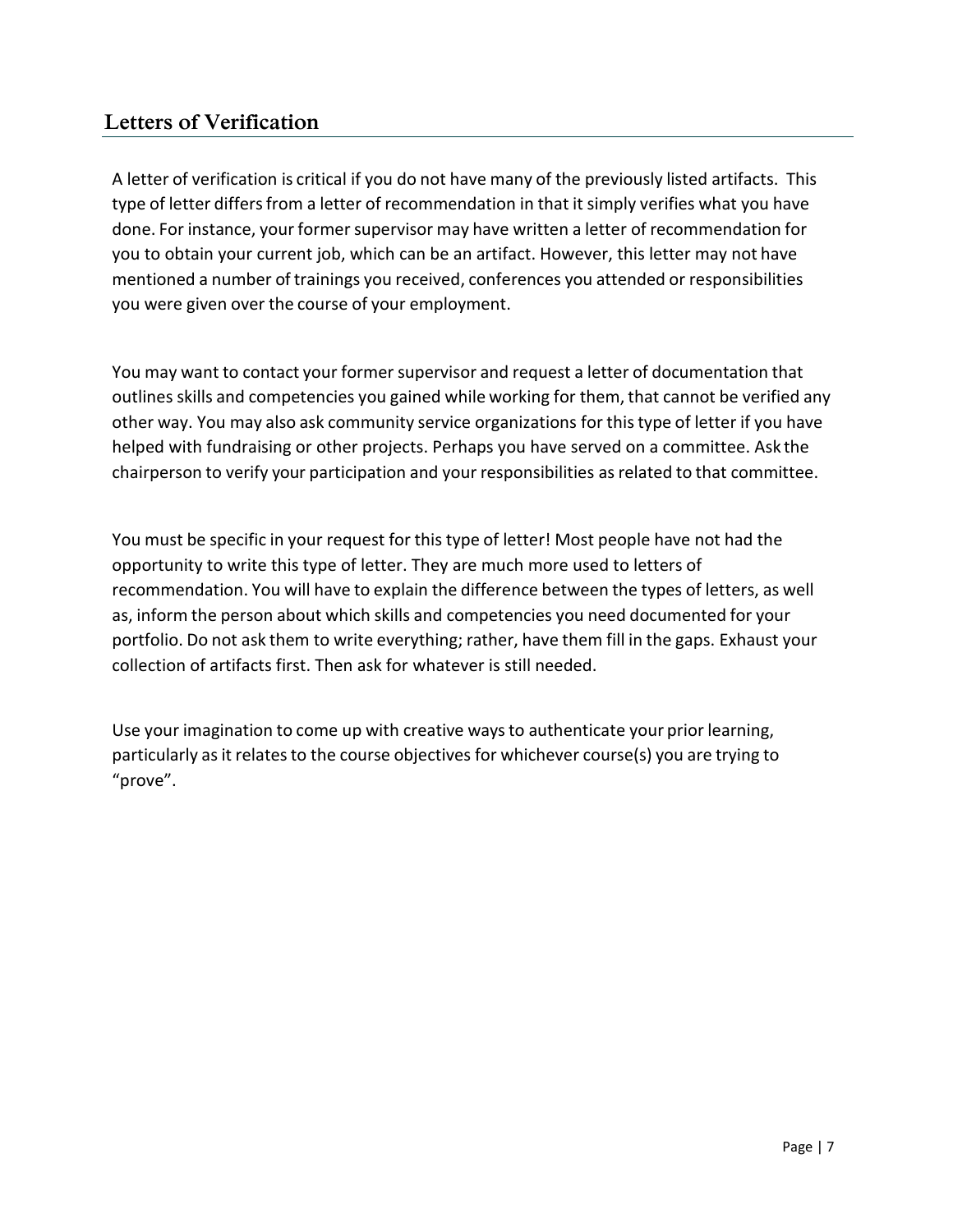## Letters of Verification

A letter of verification is critical if you do not have many of the previously listed artifacts. This type of letter differs from a letter of recommendation in that it simply verifies what you have done. For instance, your former supervisor may have written a letter of recommendation for you to obtain your current job, which can be an artifact. However, this letter may not have mentioned a number of trainings you received, conferences you attended or responsibilities you were given over the course of your employment.

You may want to contact your former supervisor and request a letter of documentation that outlines skills and competencies you gained while working for them, that cannot be verified any other way. You may also ask community service organizations for this type of letter if you have helped with fundraising or other projects. Perhaps you have served on a committee. Ask the chairperson to verify your participation and your responsibilities as related to that committee.

You must be specific in your request for this type of letter! Most people have not had the opportunity to write this type of letter. They are much more used to letters of recommendation. You will have to explain the difference between the types of letters, as well as, inform the person about which skills and competencies you need documented for your portfolio. Do not ask them to write everything; rather, have them fill in the gaps. Exhaust your collection of artifacts first. Then ask for whatever is still needed.

Use your imagination to come up with creative ways to authenticate your prior learning, particularly as it relates to the course objectives for whichever course(s) you are trying to "prove".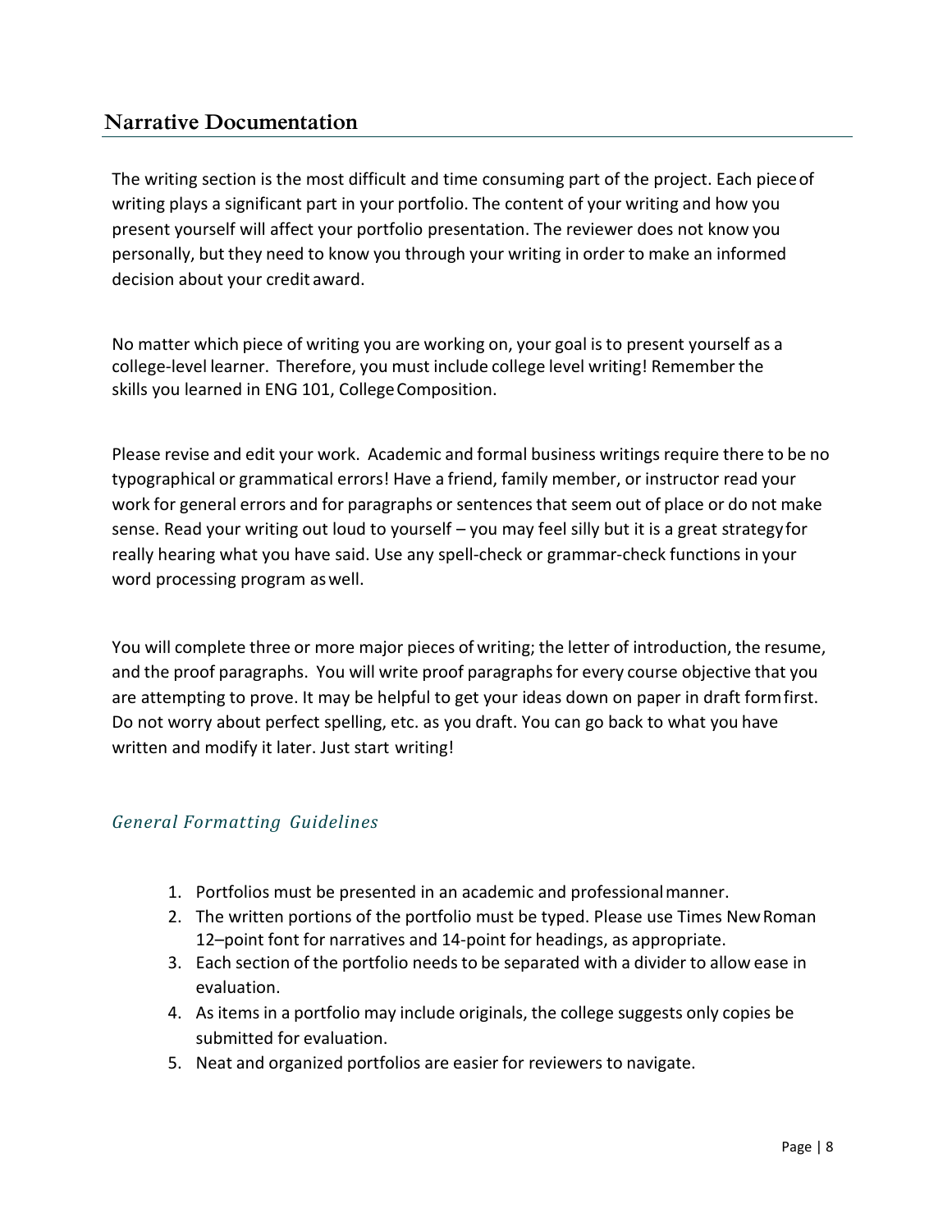## Narrative Documentation

The writing section is the most difficult and time consuming part of the project. Each piece of writing plays a significant part in your portfolio. The content of your writing and how you present yourself will affect your portfolio presentation. The reviewer does not know you personally, but they need to know you through your writing in order to make an informed decision about your credit award.

No matter which piece of writing you are working on, your goal is to present yourself as a college-level learner. Therefore, you must include college level writing! Remember the skills you learned in ENG 101, College Composition.

Please revise and edit your work. Academic and formal business writings require there to be no typographical or grammatical errors! Have a friend, family member, or instructor read your work for general errors and for paragraphs or sentences that seem out of place or do not make sense. Read your writing out loud to yourself – you may feel silly but it is a great strategy for really hearing what you have said. Use any spell-check or grammar-check functions in your word processing program as well.

You will complete three or more major pieces of writing; the letter of introduction, the resume, and the proof paragraphs. You will write proof paragraphs for every course objective that you are attempting to prove. It may be helpful to get your ideas down on paper in draft form first. Do not worry about perfect spelling, etc. as you draft. You can go back to what you have written and modify it later. Just start writing!

### *General Formatting Guidelines*

1. Portfolios must be presented in an academic and professional manner.
2. The written portions of the portfolio must be typed. Please use Times New Roman 12–point font for narratives and 14-point for headings, as appropriate.
3. Each section of the portfolio needs to be separated with a divider to allow ease in evaluation.
4. As items in a portfolio may include originals, the college suggests only copies be submitted for evaluation.
5. Neat and organized portfolios are easier for reviewers to navigate.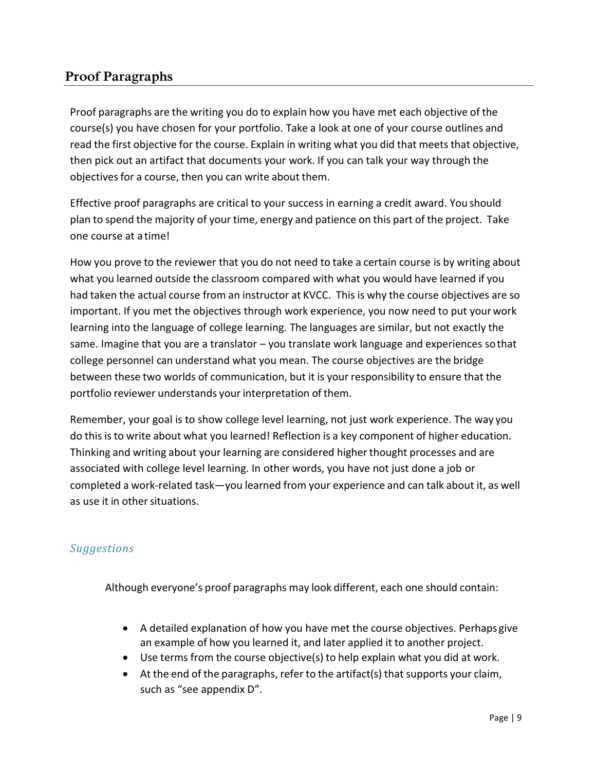## Proof Paragraphs

Proof paragraphs are the writing you do to explain how you have met each objective of the course(s) you have chosen for your portfolio. Take a look at one of your course outlines and read the first objective for the course. Explain in writing what you did that meets that objective, then pick out an artifact that documents your work. If you can talk your way through the objectives for a course, then you can write about them.

Effective proof paragraphs are critical to your success in earning a credit award. You should plan to spend the majority of your time, energy and patience on this part of the project. Take one course at a time!

How you prove to the reviewer that you do not need to take a certain course is by writing about what you learned outside the classroom compared with what you would have learned if you had taken the actual course from an instructor at KVCC. This is why the course objectives are so important. If you met the objectives through work experience, you now need to put your work learning into the language of college learning. The languages are similar, but not exactly the same. Imagine that you are a translator – you translate work language and experiences so that college personnel can understand what you mean. The course objectives are the bridge between these two worlds of communication, but it is your responsibility to ensure that the portfolio reviewer understands your interpretation of them.

Remember, your goal is to show college level learning, not just work experience. The way you do this is to write about what you learned! Reflection is a key component of higher education. Thinking and writing about your learning are considered higher thought processes and are associated with college level learning. In other words, you have not just done a job or completed a work-related task—you learned from your experience and can talk about it, as well as use it in other situations.

### *Suggestions*

Although everyone's proof paragraphs may look different, each one should contain:

- A detailed explanation of how you have met the course objectives. Perhaps give an example of how you learned it, and later applied it to another project.
- Use terms from the course objective(s) to help explain what you did at work.
- At the end of the paragraphs, refer to the artifact(s) that supports your claim, such as "see appendix D".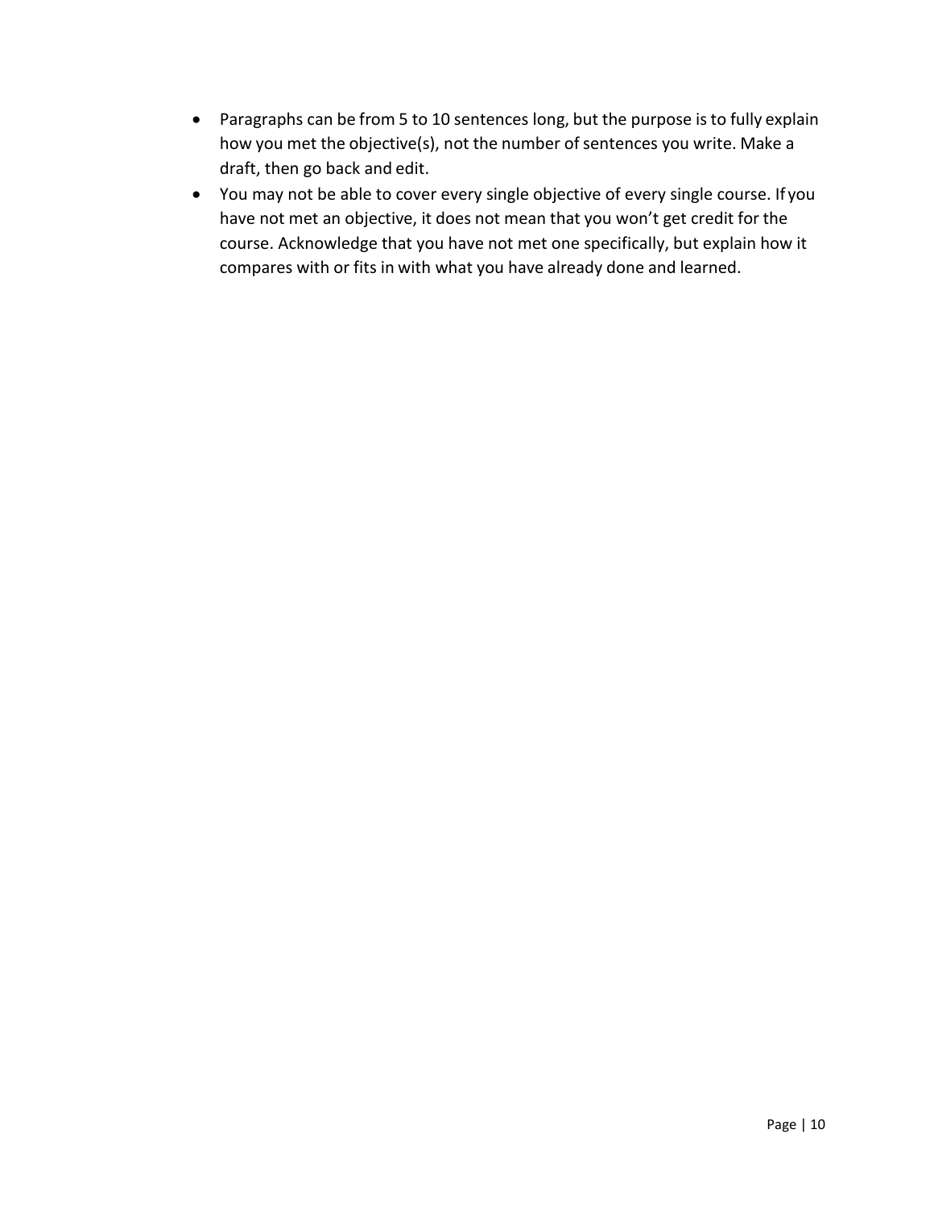- Paragraphs can be from 5 to 10 sentences long, but the purpose is to fully explain how you met the objective(s), not the number of sentences you write. Make a draft, then go back and edit.
- You may not be able to cover every single objective of every single course. If you have not met an objective, it does not mean that you won't get credit for the course. Acknowledge that you have not met one specifically, but explain how it compares with or fits in with what you have already done and learned.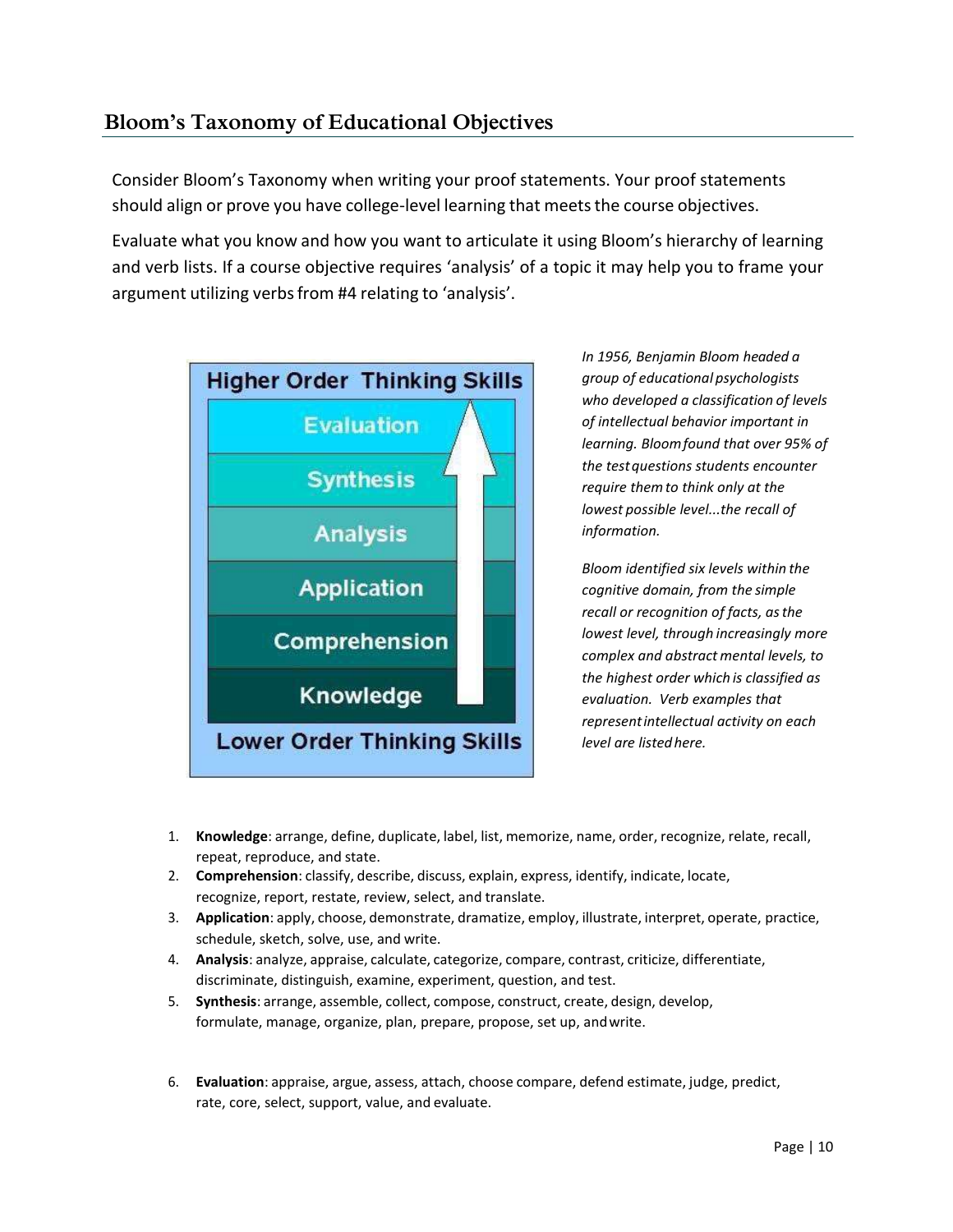## Bloom's Taxonomy of Educational Objectives

Consider Bloom's Taxonomy when writing your proof statements. Your proof statements should align or prove you have college-level learning that meets the course objectives.

Evaluate what you know and how you want to articulate it using Bloom's hierarchy of learning and verb lists. If a course objective requires 'analysis' of a topic it may help you to frame your argument utilizing verbs from #4 relating to 'analysis'.

Higher Order Thinking Skills

- Evaluation
- Synthesis
- Analysis
- Application
- Comprehension
- Knowledge

Lower Order Thinking Skills

*In 1956, Benjamin Bloom headed a group of educational psychologists who developed a classification of levels of intellectual behavior important in learning. Bloom found that over 95% of the test questions students encounter require them to think only at the lowest possible level...the recall of information.*

*Bloom identified six levels within the cognitive domain, from the simple recall or recognition of facts, as the lowest level, through increasingly more complex and abstract mental levels, to the highest order which is classified as evaluation. Verb examples that represent intellectual activity on each level are listed here.*

1. **Knowledge**: arrange, define, duplicate, label, list, memorize, name, order, recognize, relate, recall, repeat, reproduce, and state.
2. **Comprehension**: classify, describe, discuss, explain, express, identify, indicate, locate, recognize, report, restate, review, select, and translate.
3. **Application**: apply, choose, demonstrate, dramatize, employ, illustrate, interpret, operate, practice, schedule, sketch, solve, use, and write.
4. **Analysis**: analyze, appraise, calculate, categorize, compare, contrast, criticize, differentiate, discriminate, distinguish, examine, experiment, question, and test.
5. **Synthesis**: arrange, assemble, collect, compose, construct, create, design, develop, formulate, manage, organize, plan, prepare, propose, set up, and write.
6. **Evaluation**: appraise, argue, assess, attach, choose compare, defend estimate, judge, predict, rate, core, select, support, value, and evaluate.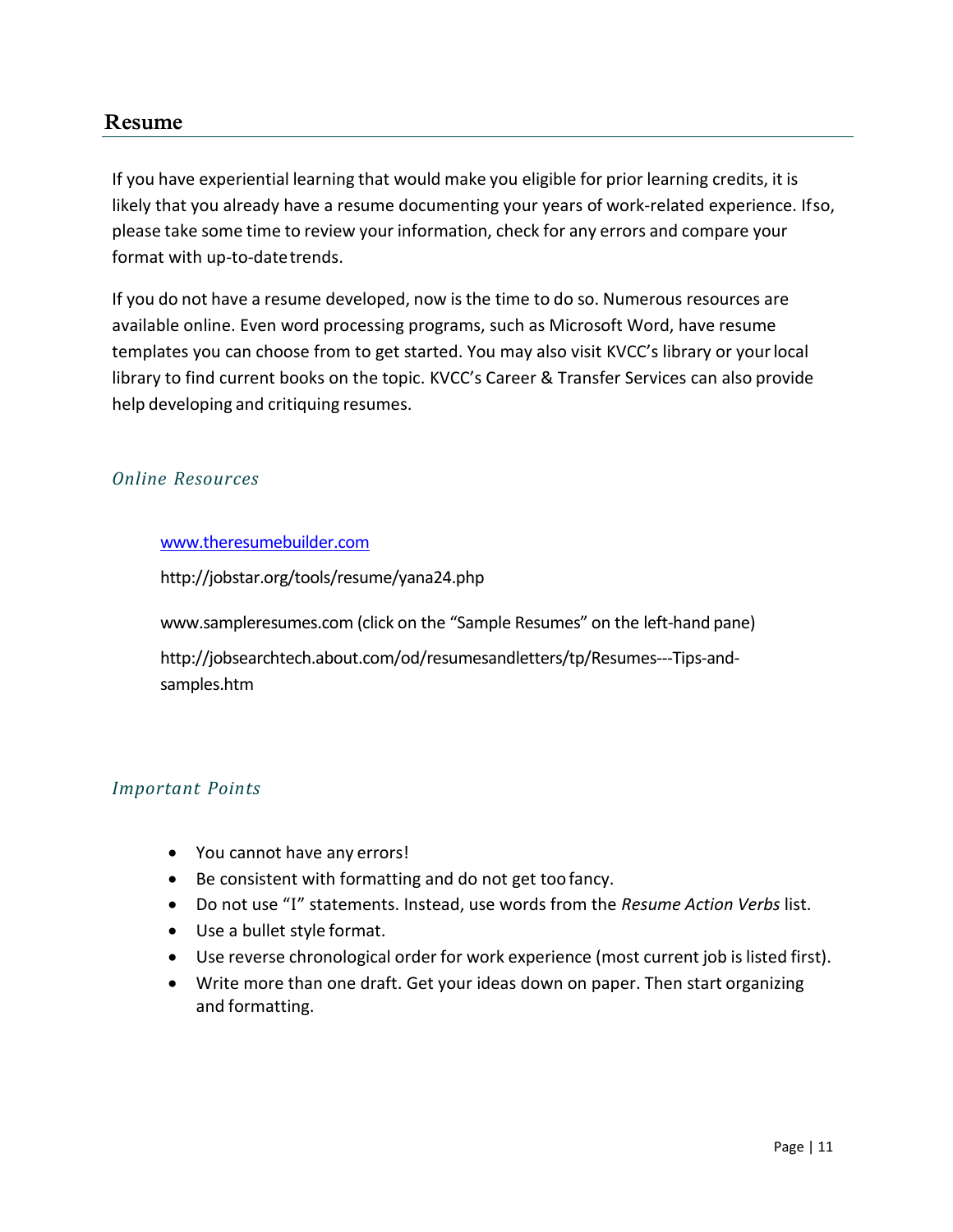## Resume

If you have experiential learning that would make you eligible for prior learning credits, it is likely that you already have a resume documenting your years of work-related experience. If so, please take some time to review your information, check for any errors and compare your format with up-to-date trends.

If you do not have a resume developed, now is the time to do so. Numerous resources are available online. Even word processing programs, such as Microsoft Word, have resume templates you can choose from to get started. You may also visit KVCC's library or your local library to find current books on the topic. KVCC's Career & Transfer Services can also provide help developing and critiquing resumes.

### *Online Resources*

www.theresumebuilder.com

http://jobstar.org/tools/resume/yana24.php

www.sampleresumes.com (click on the "Sample Resumes" on the left-hand pane)

http://jobsearchtech.about.com/od/resumesandletters/tp/Resumes---Tips-and-samples.htm

### *Important Points*

- You cannot have any errors!
- Be consistent with formatting and do not get too fancy.
- Do not use "I" statements. Instead, use words from the *Resume Action Verbs* list.
- Use a bullet style format.
- Use reverse chronological order for work experience (most current job is listed first).
- Write more than one draft. Get your ideas down on paper. Then start organizing and formatting.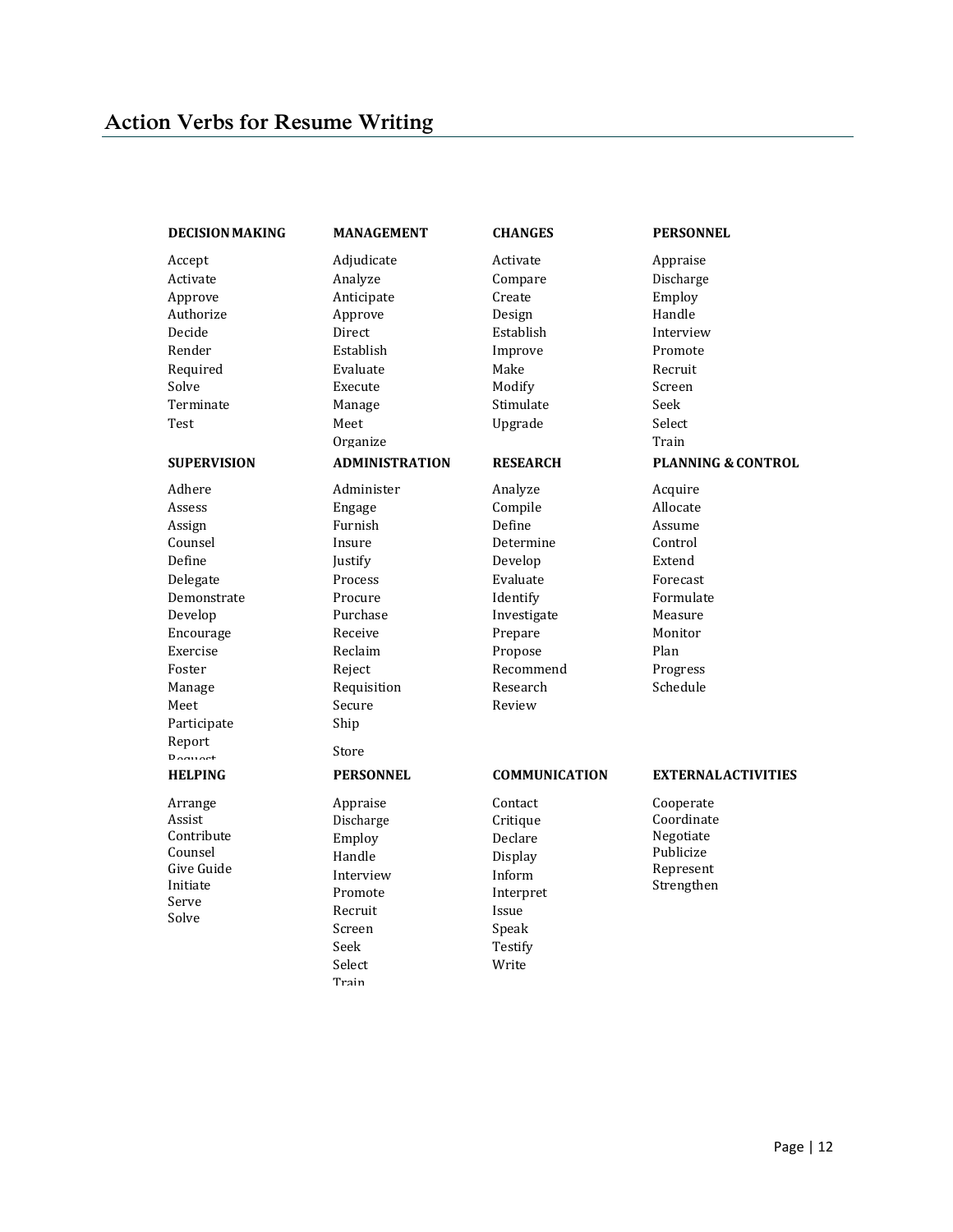## Action Verbs for Resume Writing

**DECISION MAKING**

Accept
Activate
Approve
Authorize
Decide
Render
Required
Solve
Terminate
Test

**MANAGEMENT**

Adjudicate
Analyze
Anticipate
Approve
Direct
Establish
Evaluate
Execute
Manage
Meet
Organize

**CHANGES**

Activate
Compare
Create
Design
Establish
Improve
Make
Modify
Stimulate
Upgrade

**PERSONNEL**

Appraise
Discharge
Employ
Handle
Interview
Promote
Recruit
Screen
Seek
Select
Train

**SUPERVISION**

Adhere
Assess
Assign
Counsel
Define
Delegate
Demonstrate
Develop
Encourage
Exercise
Foster
Manage
Meet
Participate
Report
Request

**ADMINISTRATION**

Administer
Engage
Furnish
Insure
Justify
Process
Procure
Purchase
Receive
Reclaim
Reject
Requisition
Secure
Ship
Store

**RESEARCH**

Analyze
Compile
Define
Determine
Develop
Evaluate
Identify
Investigate
Prepare
Propose
Recommend
Research
Review

**PLANNING & CONTROL**

Acquire
Allocate
Assume
Control
Extend
Forecast
Formulate
Measure
Monitor
Plan
Progress
Schedule

**HELPING**

Arrange
Assist
Contribute
Counsel
Give Guide
Initiate
Serve
Solve

**PERSONNEL**

Appraise
Discharge
Employ
Handle
Interview
Promote
Recruit
Screen
Seek
Select
Train

**COMMUNICATION**

Contact
Critique
Declare
Display
Inform
Interpret
Issue
Speak
Testify
Write

**EXTERNAL ACTIVITIES**

Cooperate
Coordinate
Negotiate
Publicize
Represent
Strengthen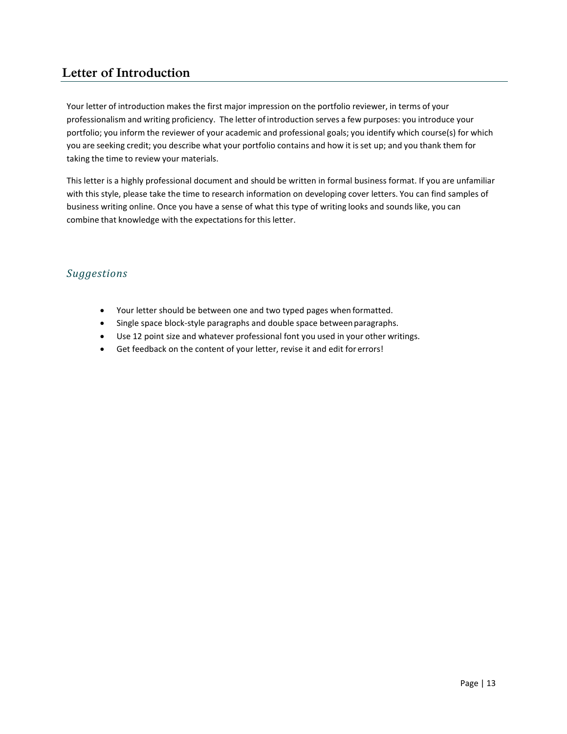## Letter of Introduction

Your letter of introduction makes the first major impression on the portfolio reviewer, in terms of your professionalism and writing proficiency. The letter of introduction serves a few purposes: you introduce your portfolio; you inform the reviewer of your academic and professional goals; you identify which course(s) for which you are seeking credit; you describe what your portfolio contains and how it is set up; and you thank them for taking the time to review your materials.

This letter is a highly professional document and should be written in formal business format. If you are unfamiliar with this style, please take the time to research information on developing cover letters. You can find samples of business writing online. Once you have a sense of what this type of writing looks and sounds like, you can combine that knowledge with the expectations for this letter.

### *Suggestions*

- Your letter should be between one and two typed pages when formatted.
- Single space block-style paragraphs and double space between paragraphs.
- Use 12 point size and whatever professional font you used in your other writings.
- Get feedback on the content of your letter, revise it and edit for errors!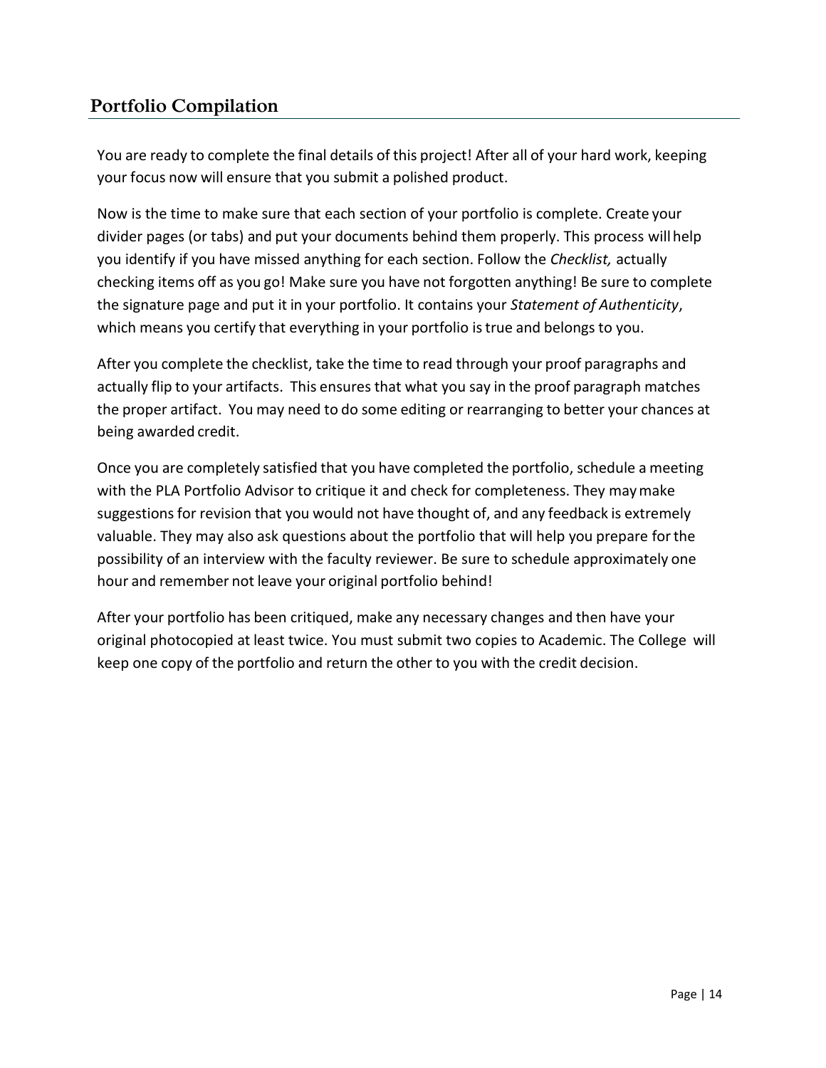## Portfolio Compilation

You are ready to complete the final details of this project! After all of your hard work, keeping your focus now will ensure that you submit a polished product.

Now is the time to make sure that each section of your portfolio is complete. Create your divider pages (or tabs) and put your documents behind them properly. This process will help you identify if you have missed anything for each section. Follow the *Checklist,* actually checking items off as you go! Make sure you have not forgotten anything! Be sure to complete the signature page and put it in your portfolio. It contains your *Statement of Authenticity*, which means you certify that everything in your portfolio is true and belongs to you.

After you complete the checklist, take the time to read through your proof paragraphs and actually flip to your artifacts. This ensures that what you say in the proof paragraph matches the proper artifact. You may need to do some editing or rearranging to better your chances at being awarded credit.

Once you are completely satisfied that you have completed the portfolio, schedule a meeting with the PLA Portfolio Advisor to critique it and check for completeness. They may make suggestions for revision that you would not have thought of, and any feedback is extremely valuable. They may also ask questions about the portfolio that will help you prepare for the possibility of an interview with the faculty reviewer. Be sure to schedule approximately one hour and remember not leave your original portfolio behind!

After your portfolio has been critiqued, make any necessary changes and then have your original photocopied at least twice. You must submit two copies to Academic. The College will keep one copy of the portfolio and return the other to you with the credit decision.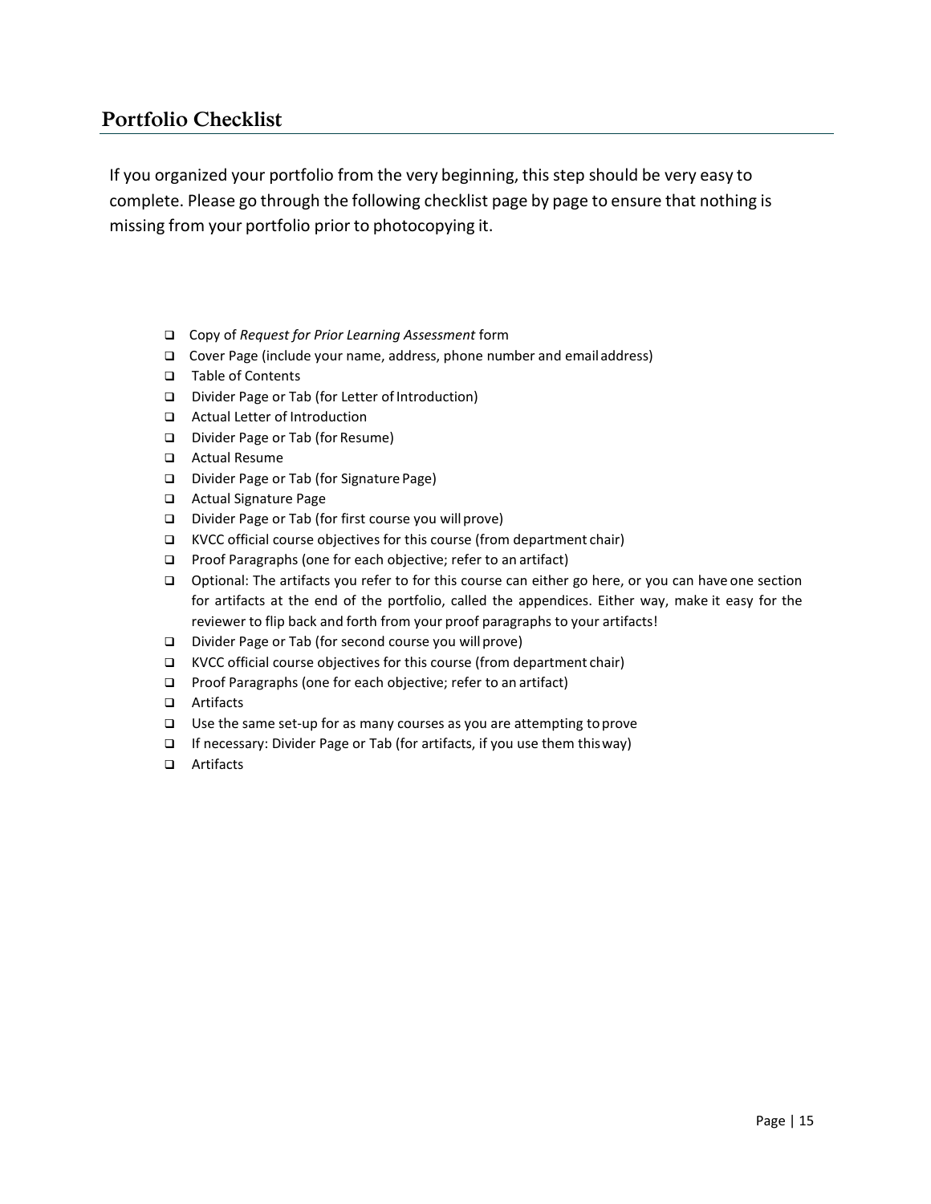## Portfolio Checklist

If you organized your portfolio from the very beginning, this step should be very easy to complete. Please go through the following checklist page by page to ensure that nothing is missing from your portfolio prior to photocopying it.

- [ ] Copy of *Request for Prior Learning Assessment* form
- [ ] Cover Page (include your name, address, phone number and email address)
- [ ] Table of Contents
- [ ] Divider Page or Tab (for Letter of Introduction)
- [ ] Actual Letter of Introduction
- [ ] Divider Page or Tab (for Resume)
- [ ] Actual Resume
- [ ] Divider Page or Tab (for Signature Page)
- [ ] Actual Signature Page
- [ ] Divider Page or Tab (for first course you will prove)
- [ ] KVCC official course objectives for this course (from department chair)
- [ ] Proof Paragraphs (one for each objective; refer to an artifact)
- [ ] Optional: The artifacts you refer to for this course can either go here, or you can have one section for artifacts at the end of the portfolio, called the appendices. Either way, make it easy for the reviewer to flip back and forth from your proof paragraphs to your artifacts!
- [ ] Divider Page or Tab (for second course you will prove)
- [ ] KVCC official course objectives for this course (from department chair)
- [ ] Proof Paragraphs (one for each objective; refer to an artifact)
- [ ] Artifacts
- [ ] Use the same set-up for as many courses as you are attempting to prove
- [ ] If necessary: Divider Page or Tab (for artifacts, if you use them this way)
- [ ] Artifacts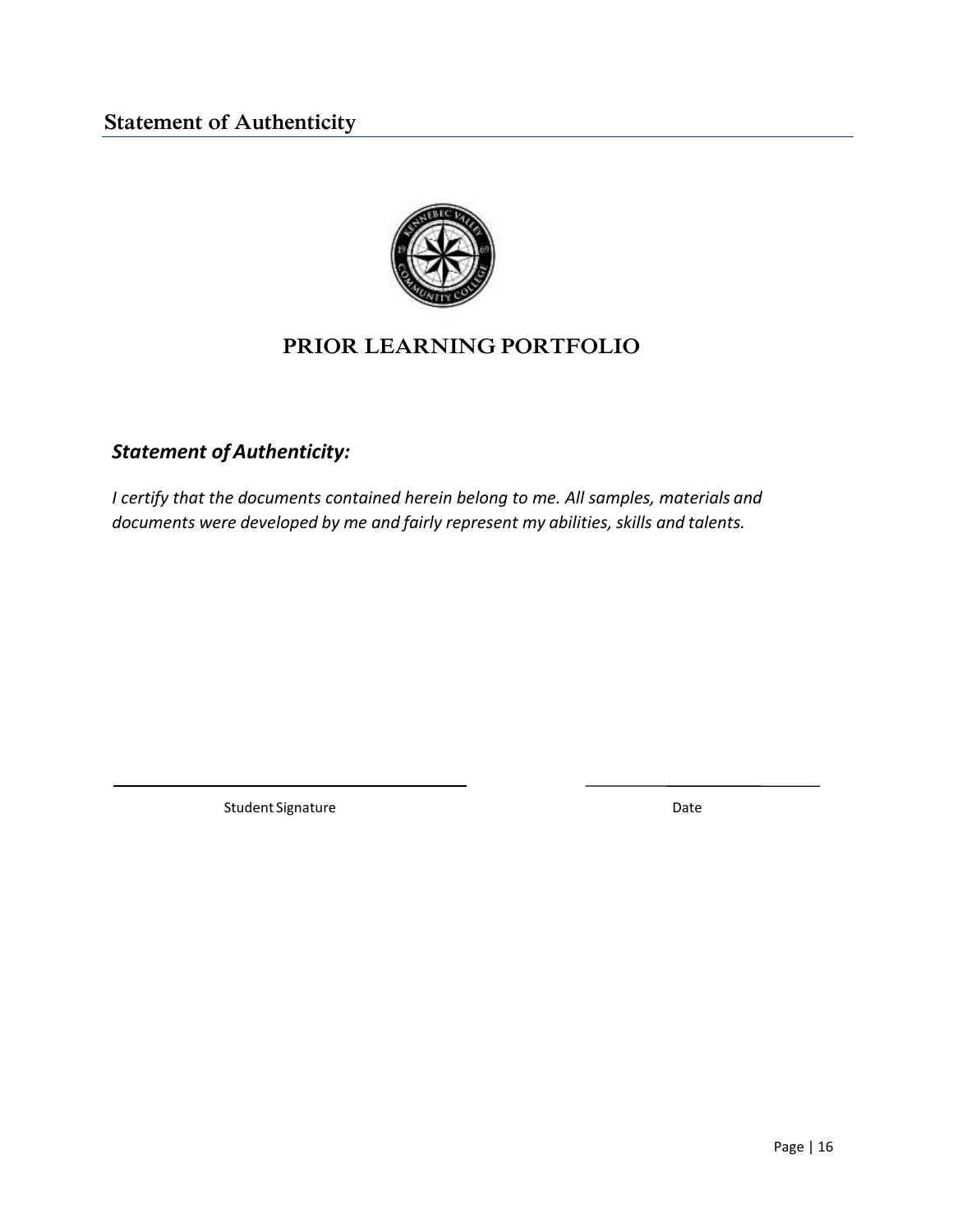## Statement of Authenticity

# PRIOR LEARNING PORTFOLIO

### *Statement of Authenticity:*

*I certify that the documents contained herein belong to me. All samples, materials and documents were developed by me and fairly represent my abilities, skills and talents.*

\_\_\_\_\_\_\_\_\_\_\_\_\_\_\_\_\_\_\_\_\_\_\_\_\_\_\_\_\_\_\_\_\_\_\_\_\_\_\_\_ Student Signature

\_\_\_\_\_\_\_\_\_\_\_\_\_\_\_\_\_\_\_\_\_\_\_\_\_\_ Date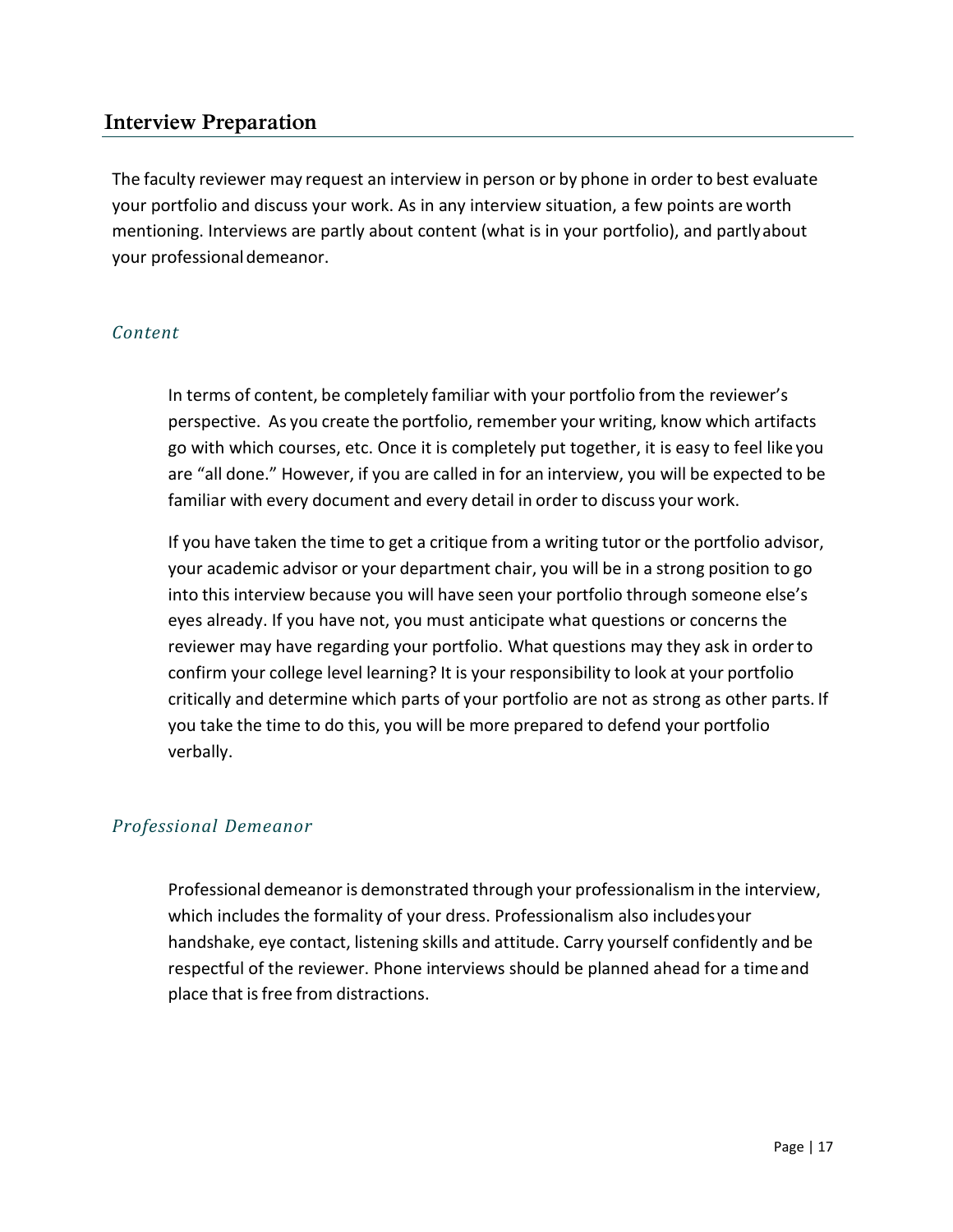## Interview Preparation

The faculty reviewer may request an interview in person or by phone in order to best evaluate your portfolio and discuss your work. As in any interview situation, a few points are worth mentioning. Interviews are partly about content (what is in your portfolio), and partly about your professional demeanor.

### *Content*

In terms of content, be completely familiar with your portfolio from the reviewer's perspective. As you create the portfolio, remember your writing, know which artifacts go with which courses, etc. Once it is completely put together, it is easy to feel like you are "all done." However, if you are called in for an interview, you will be expected to be familiar with every document and every detail in order to discuss your work.

If you have taken the time to get a critique from a writing tutor or the portfolio advisor, your academic advisor or your department chair, you will be in a strong position to go into this interview because you will have seen your portfolio through someone else's eyes already. If you have not, you must anticipate what questions or concerns the reviewer may have regarding your portfolio. What questions may they ask in order to confirm your college level learning? It is your responsibility to look at your portfolio critically and determine which parts of your portfolio are not as strong as other parts. If you take the time to do this, you will be more prepared to defend your portfolio verbally.

### *Professional Demeanor*

Professional demeanor is demonstrated through your professionalism in the interview, which includes the formality of your dress. Professionalism also includes your handshake, eye contact, listening skills and attitude. Carry yourself confidently and be respectful of the reviewer. Phone interviews should be planned ahead for a time and place that is free from distractions.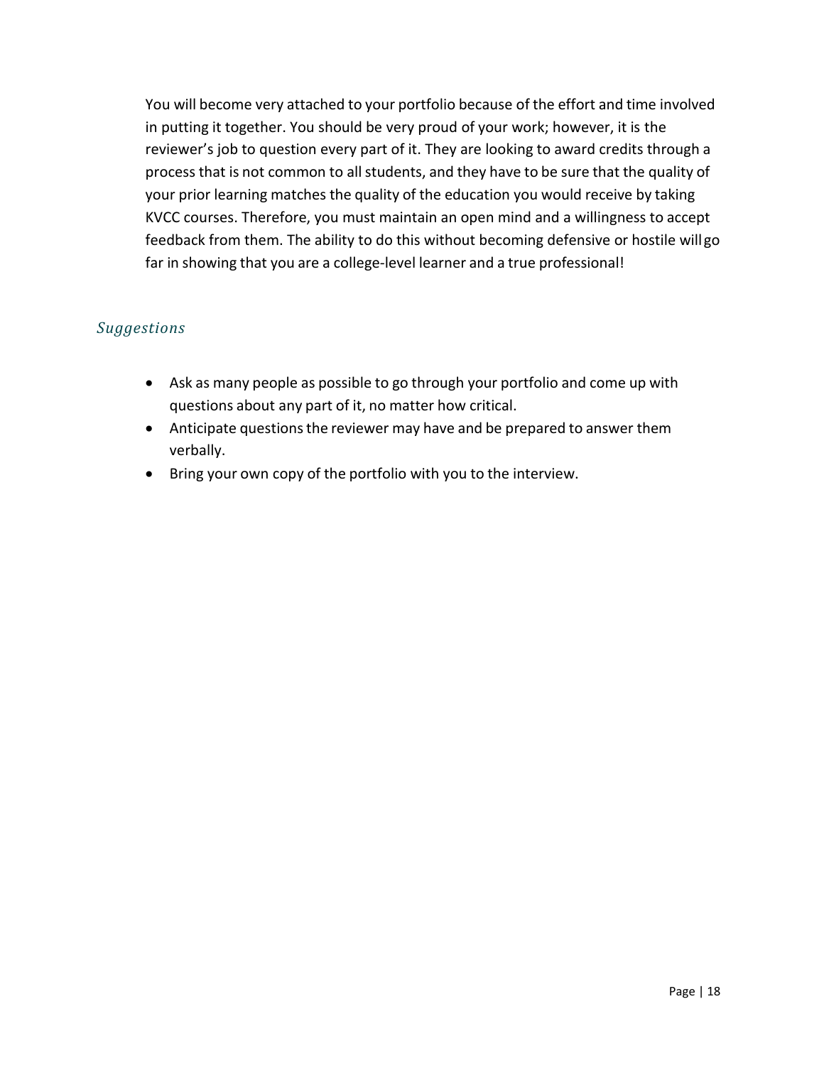You will become very attached to your portfolio because of the effort and time involved in putting it together. You should be very proud of your work; however, it is the reviewer's job to question every part of it. They are looking to award credits through a process that is not common to all students, and they have to be sure that the quality of your prior learning matches the quality of the education you would receive by taking KVCC courses. Therefore, you must maintain an open mind and a willingness to accept feedback from them. The ability to do this without becoming defensive or hostile will go far in showing that you are a college-level learner and a true professional!

### *Suggestions*

- Ask as many people as possible to go through your portfolio and come up with questions about any part of it, no matter how critical.
- Anticipate questions the reviewer may have and be prepared to answer them verbally.
- Bring your own copy of the portfolio with you to the interview.